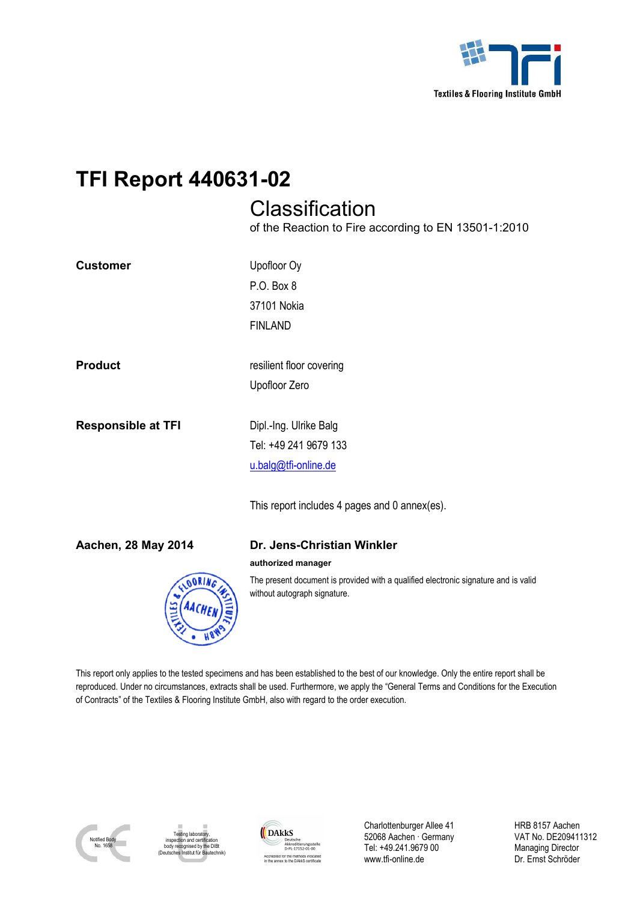Textiles & Flooring Institute GmbH

# TFI Report 440631-02

## Classification

of the Reaction to Fire according to EN 13501-1:2010

**Customer**

Upofloor Oy
P.O. Box 8
37101 Nokia
FINLAND

**Product**

resilient floor covering
Upofloor Zero

**Responsible at TFI**

Dipl.-Ing. Ulrike Balg
Tel: +49 241 9679 133
u.balg@tfi-online.de

This report includes 4 pages and 0 annex(es).

**Aachen, 28 May 2014**

**Dr. Jens-Christian Winkler**

**authorized manager**

The present document is provided with a qualified electronic signature and is valid without autograph signature.

This report only applies to the tested specimens and has been established to the best of our knowledge. Only the entire report shall be reproduced. Under no circumstances, extracts shall be used. Furthermore, we apply the "General Terms and Conditions for the Execution of Contracts" of the Textiles & Flooring Institute GmbH, also with regard to the order execution.

Notified Body No. 1658

Testing laboratory, inspection and certification body recognised by the DIBt (Deutsches Institut für Bautechnik)

DAkkS Deutsche Akkreditierungsstelle D-PL-17152-01-00
Accredited for the methods indicated in the annex to the DAkkS certificate

Charlottenburger Allee 41
52068 Aachen · Germany
Tel: +49.241.9679 00
www.tfi-online.de

HRB 8157 Aachen
VAT No. DE209411312
Managing Director
Dr. Ernst Schröder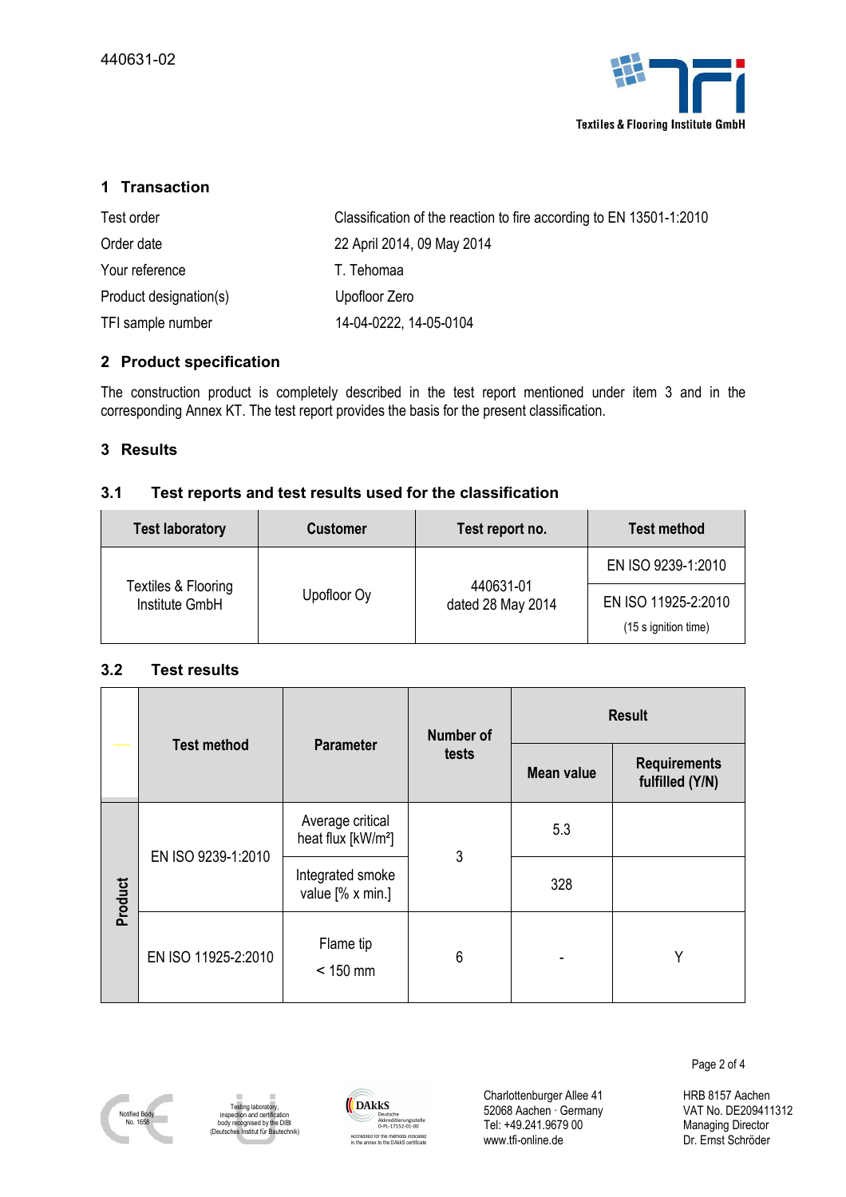## 1 Transaction

| | |
|---|---|
| Test order | Classification of the reaction to fire according to EN 13501-1:2010 |
| Order date | 22 April 2014, 09 May 2014 |
| Your reference | T. Tehomaa |
| Product designation(s) | Upfloor Zero |
| TFI sample number | 14-04-0222, 14-05-0104 |

## 2 Product specification

The construction product is completely described in the test report mentioned under item 3 and in the corresponding Annex KT. The test report provides the basis for the present classification.

## 3 Results

### 3.1 Test reports and test results used for the classification

| Test laboratory | Customer | Test report no. | Test method |
|---|---|---|---|
| Textiles & Flooring Institute GmbH | Upfloor Oy | 440631-01 dated 28 May 2014 | EN ISO 9239-1:2010 |
| | | | EN ISO 11925-2:2010 (15 s ignition time) |

### 3.2 Test results

| | Test method | Parameter | Number of tests | Result | |
|---|---|---|---|---|---|
| | | | | Mean value | Requirements fulfilled (Y/N) |
| Product | EN ISO 9239-1:2010 | Average critical heat flux [kW/m²] | 3 | 5.3 | |
| | | Integrated smoke value [% x min.] | | 328 | |
| | EN ISO 11925-2:2010 | Flame tip < 150 mm | 6 | - | Y |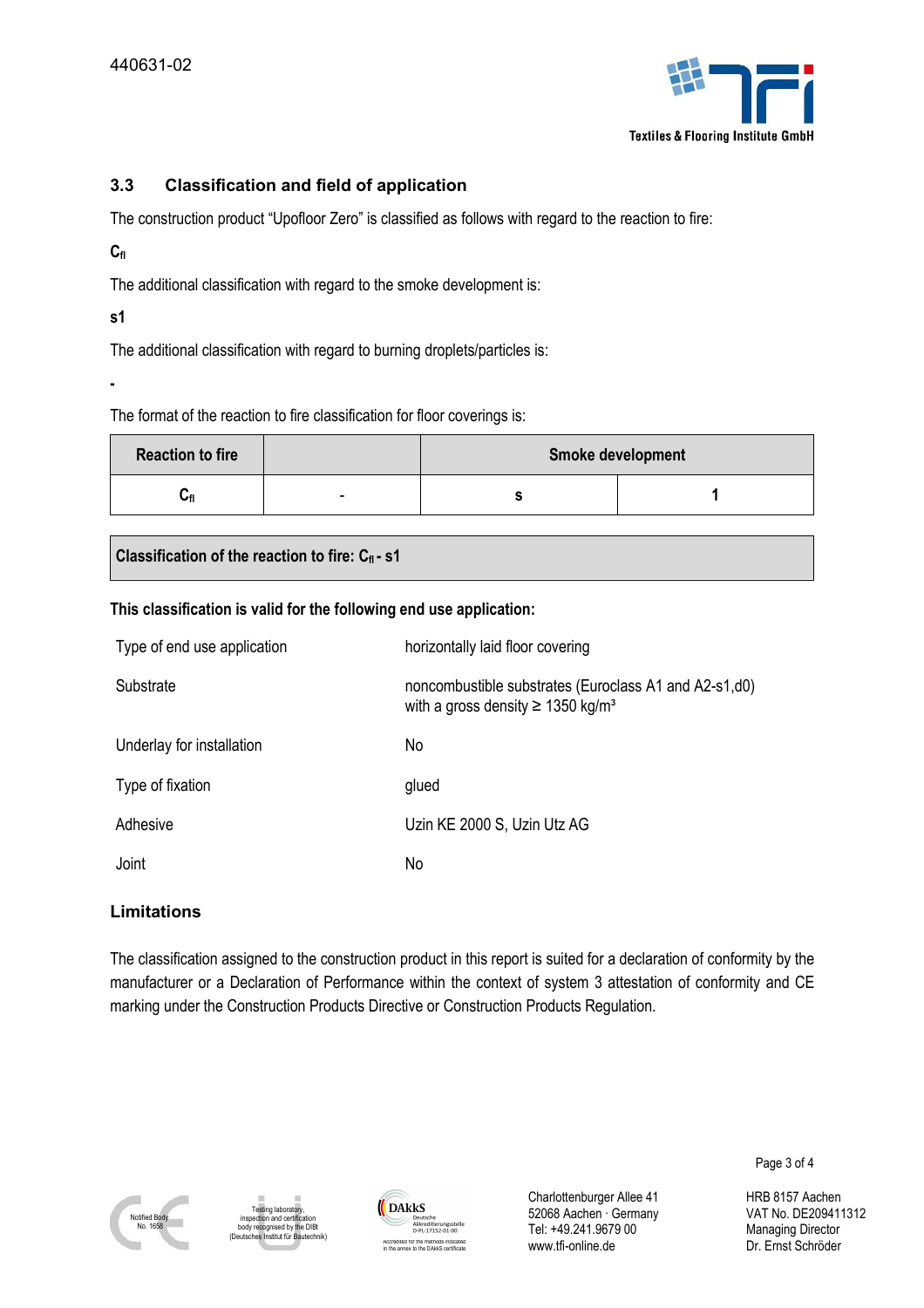### 3.3 Classification and field of application

The construction product "Upofloor Zero" is classified as follows with regard to the reaction to fire:

**$C_{fl}$**

The additional classification with regard to the smoke development is:

**s1**

The additional classification with regard to burning droplets/particles is:

**-**

The format of the reaction to fire classification for floor coverings is:

| Reaction to fire | | Smoke development | |
|---|---|---|---|
| $C_{fl}$ | - | s | 1 |

| **Classification of the reaction to fire: $C_{fl}$ - s1** |
|---|

**This classification is valid for the following end use application:**

| | |
|---|---|
| Type of end use application | horizontally laid floor covering |
| Substrate | noncombustible substrates (Euroclass A1 and A2-s1,d0) with a gross density ≥ 1350 kg/m³ |
| Underlay for installation | No |
| Type of fixation | glued |
| Adhesive | Uzin KE 2000 S, Uzin Utz AG |
| Joint | No |

### Limitations

The classification assigned to the construction product in this report is suited for a declaration of conformity by the manufacturer or a Declaration of Performance within the context of system 3 attestation of conformity and CE marking under the Construction Products Directive or Construction Products Regulation.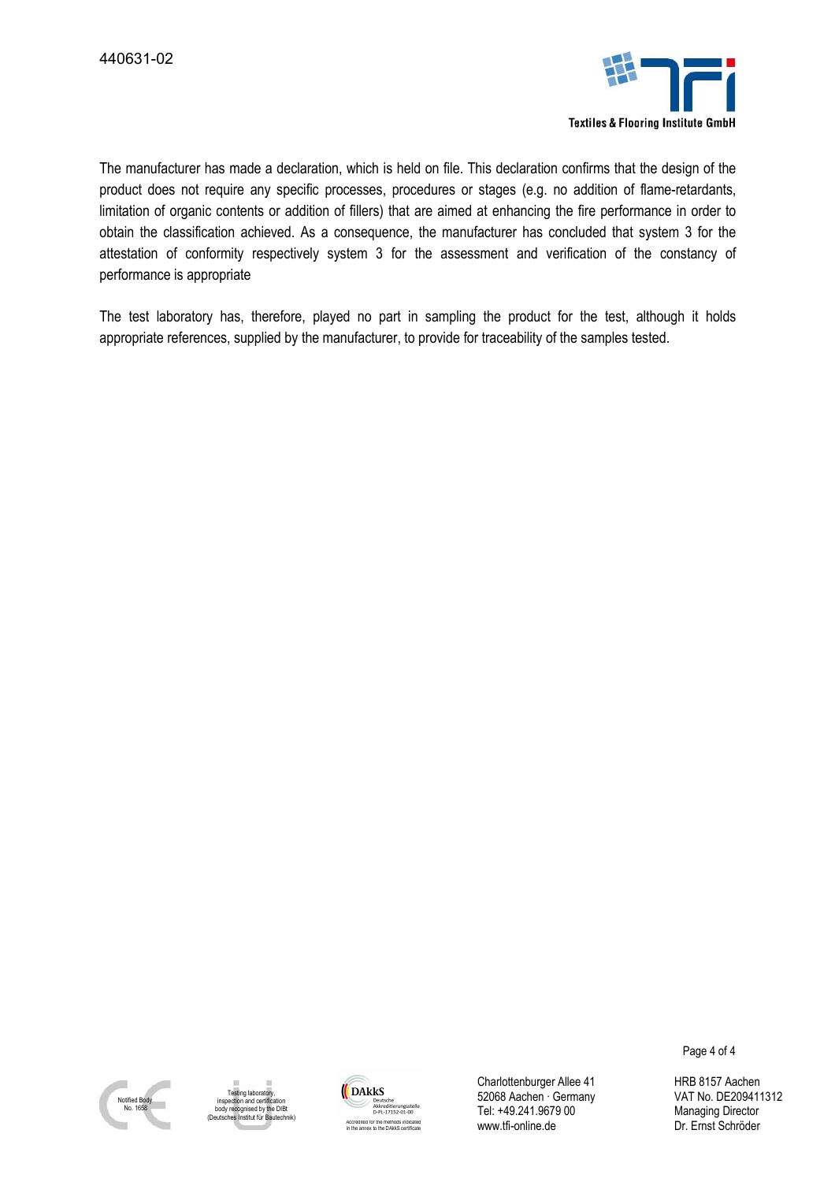The manufacturer has made a declaration, which is held on file. This declaration confirms that the design of the product does not require any specific processes, procedures or stages (e.g. no addition of flame-retardants, limitation of organic contents or addition of fillers) that are aimed at enhancing the fire performance in order to obtain the classification achieved. As a consequence, the manufacturer has concluded that system 3 for the attestation of conformity respectively system 3 for the assessment and verification of the constancy of performance is appropriate

The test laboratory has, therefore, played no part in sampling the product for the test, although it holds appropriate references, supplied by the manufacturer, to provide for traceability of the samples tested.